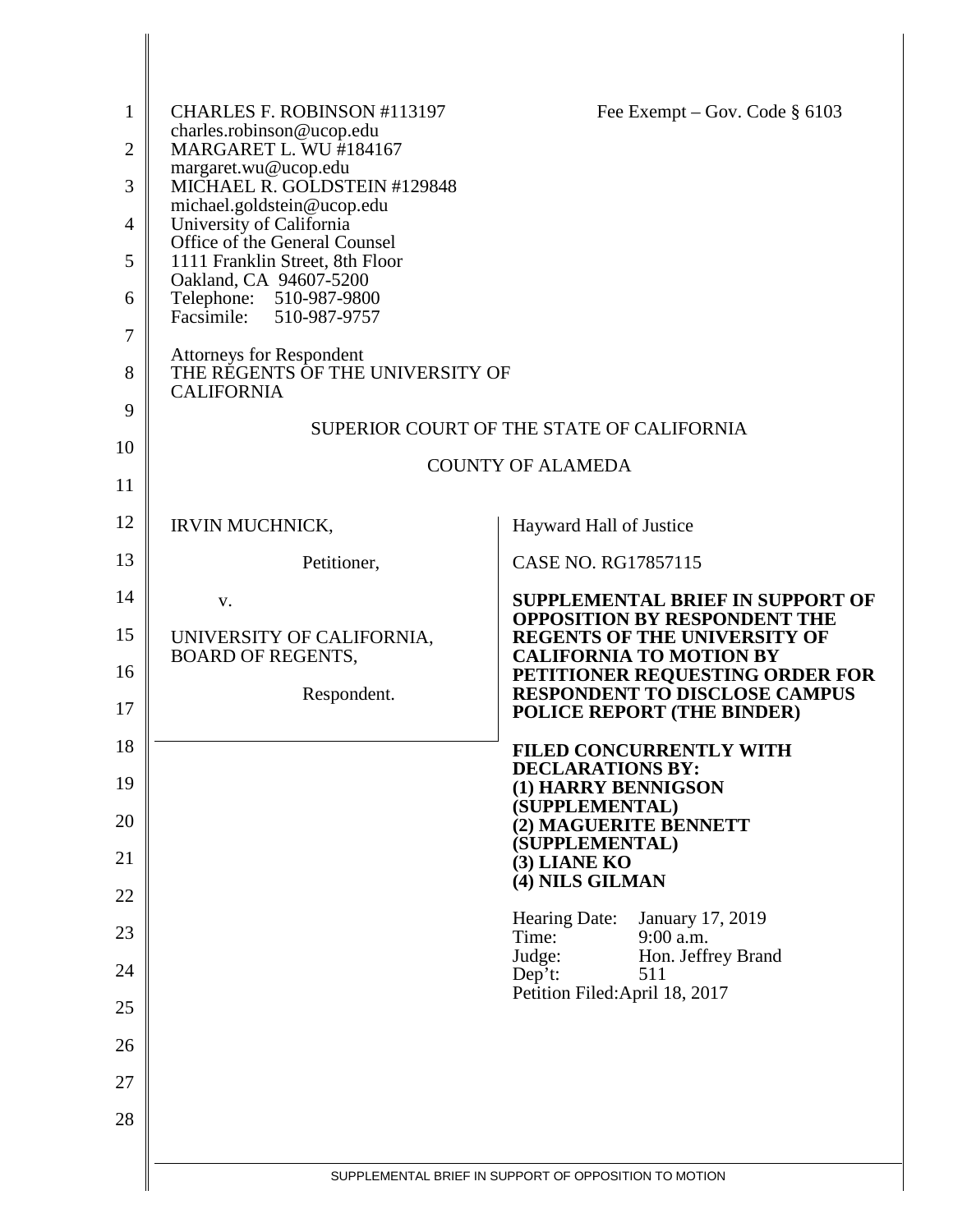CHARLES F. ROBINSON #113197
charles.robinson@ucop.edu
MARGARET L. WU #184167
margaret.wu@ucop.edu
MICHAEL R. GOLDSTEIN #129848
michael.goldstein@ucop.edu
University of California
Office of the General Counsel
1111 Franklin Street, 8th Floor
Oakland, CA 94607-5200
Telephone: 510-987-9800
Facsimile: 510-987-9757

Fee Exempt – Gov. Code § 6103

Attorneys for Respondent
THE REGENTS OF THE UNIVERSITY OF CALIFORNIA

SUPERIOR COURT OF THE STATE OF CALIFORNIA

COUNTY OF ALAMEDA

IRVIN MUCHNICK,

Petitioner,

v.

UNIVERSITY OF CALIFORNIA, BOARD OF REGENTS,

Respondent.

Hayward Hall of Justice

CASE NO. RG17857115

**SUPPLEMENTAL BRIEF IN SUPPORT OF OPPOSITION BY RESPONDENT THE REGENTS OF THE UNIVERSITY OF CALIFORNIA TO MOTION BY PETITIONER REQUESTING ORDER FOR RESPONDENT TO DISCLOSE CAMPUS POLICE REPORT (THE BINDER)**

**FILED CONCURRENTLY WITH DECLARATIONS BY:**
**(1) HARRY BENNIGSON (SUPPLEMENTAL)**
**(2) MAGUERITE BENNETT (SUPPLEMENTAL)**
**(3) LIANE KO**
**(4) NILS GILMAN**

Hearing Date: January 17, 2019
Time: 9:00 a.m.
Judge: Hon. Jeffrey Brand
Dep't: 511
Petition Filed: April 18, 2017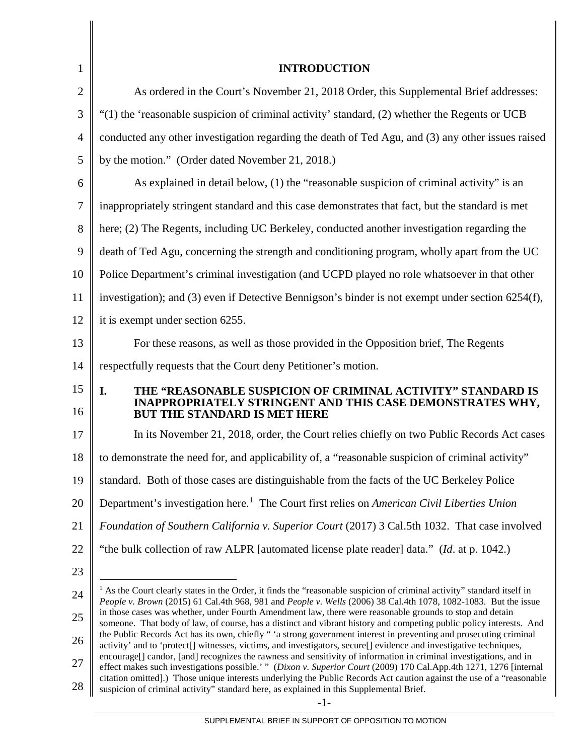## INTRODUCTION

As ordered in the Court's November 21, 2018 Order, this Supplemental Brief addresses: "(1) the 'reasonable suspicion of criminal activity' standard, (2) whether the Regents or UCB conducted any other investigation regarding the death of Ted Agu, and (3) any other issues raised by the motion." (Order dated November 21, 2018.)

As explained in detail below, (1) the "reasonable suspicion of criminal activity" is an inappropriately stringent standard and this case demonstrates that fact, but the standard is met here; (2) The Regents, including UC Berkeley, conducted another investigation regarding the death of Ted Agu, concerning the strength and conditioning program, wholly apart from the UC Police Department's criminal investigation (and UCPD played no role whatsoever in that other investigation); and (3) even if Detective Bennigson's binder is not exempt under section 6254(f), it is exempt under section 6255.

For these reasons, as well as those provided in the Opposition brief, The Regents respectfully requests that the Court deny Petitioner's motion.

## I. THE "REASONABLE SUSPICION OF CRIMINAL ACTIVITY" STANDARD IS INAPPROPRIATELY STRINGENT AND THIS CASE DEMONSTRATES WHY, BUT THE STANDARD IS MET HERE

In its November 21, 2018, order, the Court relies chiefly on two Public Records Act cases to demonstrate the need for, and applicability of, a "reasonable suspicion of criminal activity" standard. Both of those cases are distinguishable from the facts of the UC Berkeley Police Department's investigation here.[1] The Court first relies on *American Civil Liberties Union Foundation of Southern California v. Superior Court* (2017) 3 Cal.5th 1032. That case involved "the bulk collection of raw ALPR [automated license plate reader] data." (*Id*. at p. 1042.)

---

[1] As the Court clearly states in the Order, it finds the "reasonable suspicion of criminal activity" standard itself in *People v. Brown* (2015) 61 Cal.4th 968, 981 and *People v. Wells* (2006) 38 Cal.4th 1078, 1082-1083. But the issue in those cases was whether, under Fourth Amendment law, there were reasonable grounds to stop and detain someone. That body of law, of course, has a distinct and vibrant history and competing public policy interests. And the Public Records Act has its own, chiefly " 'a strong government interest in preventing and prosecuting criminal activity' and to 'protect[] witnesses, victims, and investigators, secure[] evidence and investigative techniques, encourage[] candor, [and] recognizes the rawness and sensitivity of information in criminal investigations, and in effect makes such investigations possible.' " (*Dixon v. Superior Court* (2009) 170 Cal.App.4th 1271, 1276 [internal citation omitted].) Those unique interests underlying the Public Records Act caution against the use of a "reasonable suspicion of criminal activity" standard here, as explained in this Supplemental Brief.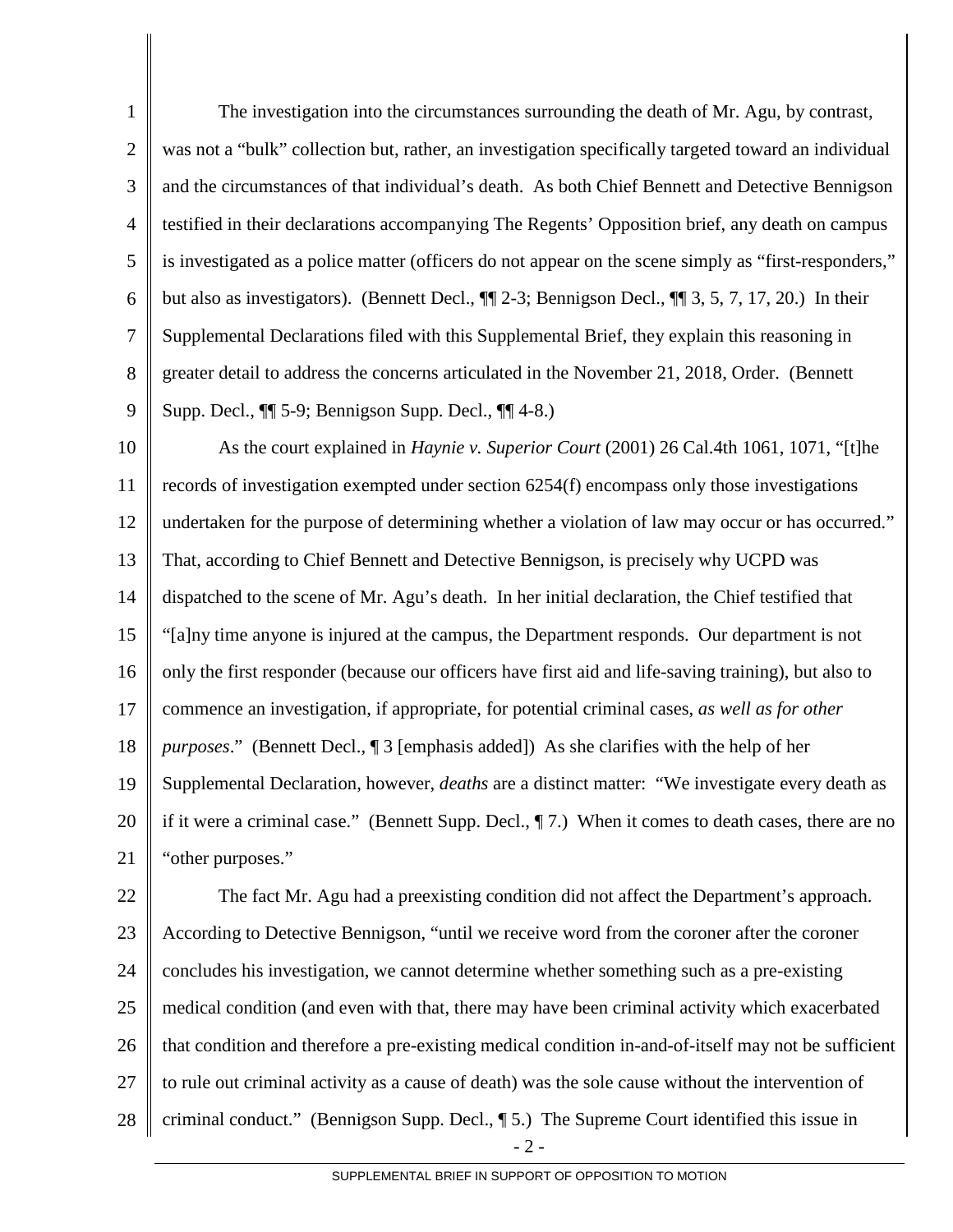The investigation into the circumstances surrounding the death of Mr. Agu, by contrast, was not a "bulk" collection but, rather, an investigation specifically targeted toward an individual and the circumstances of that individual's death. As both Chief Bennett and Detective Bennigson testified in their declarations accompanying The Regents' Opposition brief, any death on campus is investigated as a police matter (officers do not appear on the scene simply as "first-responders," but also as investigators). (Bennett Decl., ¶¶ 2-3; Bennigson Decl., ¶¶ 3, 5, 7, 17, 20.) In their Supplemental Declarations filed with this Supplemental Brief, they explain this reasoning in greater detail to address the concerns articulated in the November 21, 2018, Order. (Bennett Supp. Decl., ¶¶ 5-9; Bennigson Supp. Decl., ¶¶ 4-8.)

As the court explained in *Haynie v. Superior Court* (2001) 26 Cal.4th 1061, 1071, "[t]he records of investigation exempted under section 6254(f) encompass only those investigations undertaken for the purpose of determining whether a violation of law may occur or has occurred." That, according to Chief Bennett and Detective Bennigson, is precisely why UCPD was dispatched to the scene of Mr. Agu's death. In her initial declaration, the Chief testified that "[a]ny time anyone is injured at the campus, the Department responds. Our department is not only the first responder (because our officers have first aid and life-saving training), but also to commence an investigation, if appropriate, for potential criminal cases, *as well as for other purposes*." (Bennett Decl., ¶ 3 [emphasis added]) As she clarifies with the help of her Supplemental Declaration, however, *deaths* are a distinct matter: "We investigate every death as if it were a criminal case." (Bennett Supp. Decl., ¶ 7.) When it comes to death cases, there are no "other purposes."

The fact Mr. Agu had a preexisting condition did not affect the Department's approach. According to Detective Bennigson, "until we receive word from the coroner after the coroner concludes his investigation, we cannot determine whether something such as a pre-existing medical condition (and even with that, there may have been criminal activity which exacerbated that condition and therefore a pre-existing medical condition in-and-of-itself may not be sufficient to rule out criminal activity as a cause of death) was the sole cause without the intervention of criminal conduct." (Bennigson Supp. Decl., ¶ 5.) The Supreme Court identified this issue in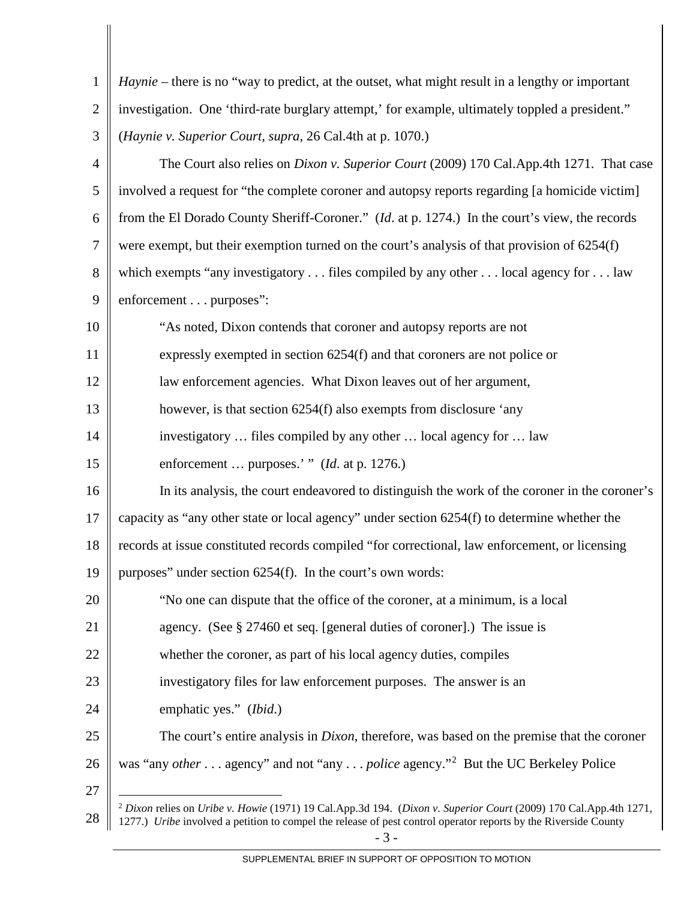*Haynie* – there is no "way to predict, at the outset, what might result in a lengthy or important investigation. One 'third-rate burglary attempt,' for example, ultimately toppled a president." (*Haynie v. Superior Court*, *supra*, 26 Cal.4th at p. 1070.)

The Court also relies on *Dixon v. Superior Court* (2009) 170 Cal.App.4th 1271. That case involved a request for "the complete coroner and autopsy reports regarding [a homicide victim] from the El Dorado County Sheriff-Coroner." (*Id*. at p. 1274.) In the court's view, the records were exempt, but their exemption turned on the court's analysis of that provision of 6254(f) which exempts "any investigatory . . . files compiled by any other . . . local agency for . . . law enforcement . . . purposes":

> "As noted, Dixon contends that coroner and autopsy reports are not expressly exempted in section 6254(f) and that coroners are not police or law enforcement agencies. What Dixon leaves out of her argument, however, is that section 6254(f) also exempts from disclosure 'any investigatory … files compiled by any other … local agency for … law enforcement … purposes.' " (*Id.* at p. 1276.)

In its analysis, the court endeavored to distinguish the work of the coroner in the coroner's capacity as "any other state or local agency" under section 6254(f) to determine whether the records at issue constituted records compiled "for correctional, law enforcement, or licensing purposes" under section 6254(f). In the court's own words:

> "No one can dispute that the office of the coroner, at a minimum, is a local agency. (See § 27460 et seq. [general duties of coroner].) The issue is whether the coroner, as part of his local agency duties, compiles investigatory files for law enforcement purposes. The answer is an emphatic yes." (*Ibid*.)

The court's entire analysis in *Dixon*, therefore, was based on the premise that the coroner was "any *other* . . . agency" and not "any . . . *police* agency."[2] But the UC Berkeley Police

---

[2] *Dixon* relies on *Uribe v. Howie* (1971) 19 Cal.App.3d 194. (*Dixon v. Superior Court* (2009) 170 Cal.App.4th 1271, 1277.) *Uribe* involved a petition to compel the release of pest control operator reports by the Riverside County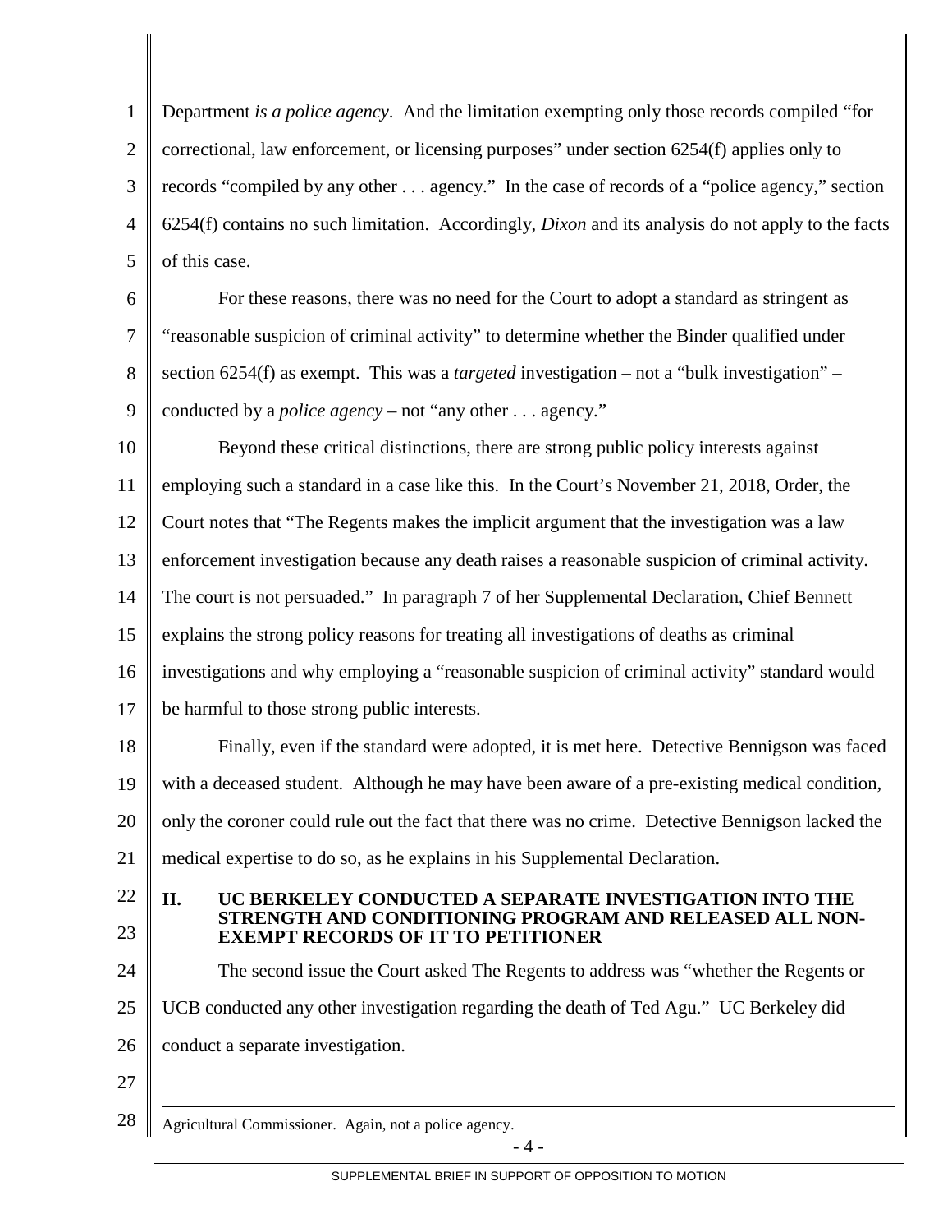Department *is a police agency*. And the limitation exempting only those records compiled "for correctional, law enforcement, or licensing purposes" under section 6254(f) applies only to records "compiled by any other . . . agency." In the case of records of a "police agency," section 6254(f) contains no such limitation. Accordingly, *Dixon* and its analysis do not apply to the facts of this case.

For these reasons, there was no need for the Court to adopt a standard as stringent as "reasonable suspicion of criminal activity" to determine whether the Binder qualified under section 6254(f) as exempt. This was a *targeted* investigation – not a "bulk investigation" – conducted by a *police agency* – not "any other . . . agency."

Beyond these critical distinctions, there are strong public policy interests against employing such a standard in a case like this. In the Court's November 21, 2018, Order, the Court notes that "The Regents makes the implicit argument that the investigation was a law enforcement investigation because any death raises a reasonable suspicion of criminal activity. The court is not persuaded." In paragraph 7 of her Supplemental Declaration, Chief Bennett explains the strong policy reasons for treating all investigations of deaths as criminal investigations and why employing a "reasonable suspicion of criminal activity" standard would be harmful to those strong public interests.

Finally, even if the standard were adopted, it is met here. Detective Bennigson was faced with a deceased student. Although he may have been aware of a pre-existing medical condition, only the coroner could rule out the fact that there was no crime. Detective Bennigson lacked the medical expertise to do so, as he explains in his Supplemental Declaration.

## II. UC BERKELEY CONDUCTED A SEPARATE INVESTIGATION INTO THE STRENGTH AND CONDITIONING PROGRAM AND RELEASED ALL NON-EXEMPT RECORDS OF IT TO PETITIONER

The second issue the Court asked The Regents to address was "whether the Regents or UCB conducted any other investigation regarding the death of Ted Agu." UC Berkeley did conduct a separate investigation.

Agricultural Commissioner. Again, not a police agency.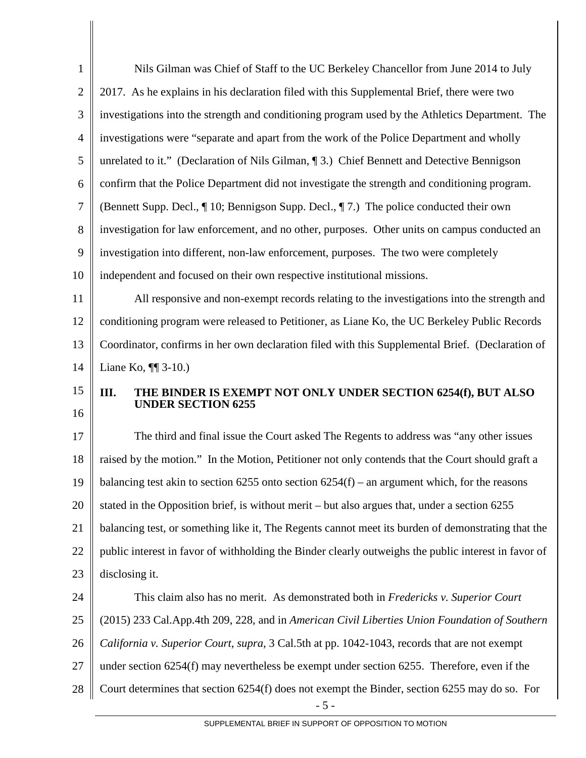Nils Gilman was Chief of Staff to the UC Berkeley Chancellor from June 2014 to July 2017. As he explains in his declaration filed with this Supplemental Brief, there were two investigations into the strength and conditioning program used by the Athletics Department. The investigations were "separate and apart from the work of the Police Department and wholly unrelated to it." (Declaration of Nils Gilman, ¶ 3.) Chief Bennett and Detective Bennigson confirm that the Police Department did not investigate the strength and conditioning program. (Bennett Supp. Decl., ¶ 10; Bennigson Supp. Decl., ¶ 7.) The police conducted their own investigation for law enforcement, and no other, purposes. Other units on campus conducted an investigation into different, non-law enforcement, purposes. The two were completely independent and focused on their own respective institutional missions.

All responsive and non-exempt records relating to the investigations into the strength and conditioning program were released to Petitioner, as Liane Ko, the UC Berkeley Public Records Coordinator, confirms in her own declaration filed with this Supplemental Brief. (Declaration of Liane Ko, ¶¶ 3-10.)

## III. THE BINDER IS EXEMPT NOT ONLY UNDER SECTION 6254(f), BUT ALSO UNDER SECTION 6255

The third and final issue the Court asked The Regents to address was "any other issues raised by the motion." In the Motion, Petitioner not only contends that the Court should graft a balancing test akin to section 6255 onto section 6254(f) – an argument which, for the reasons stated in the Opposition brief, is without merit – but also argues that, under a section 6255 balancing test, or something like it, The Regents cannot meet its burden of demonstrating that the public interest in favor of withholding the Binder clearly outweighs the public interest in favor of disclosing it.

This claim also has no merit. As demonstrated both in *Fredericks v. Superior Court* (2015) 233 Cal.App.4th 209, 228, and in *American Civil Liberties Union Foundation of Southern California v. Superior Court*, *supra*, 3 Cal.5th at pp. 1042-1043, records that are not exempt under section 6254(f) may nevertheless be exempt under section 6255. Therefore, even if the Court determines that section 6254(f) does not exempt the Binder, section 6255 may do so. For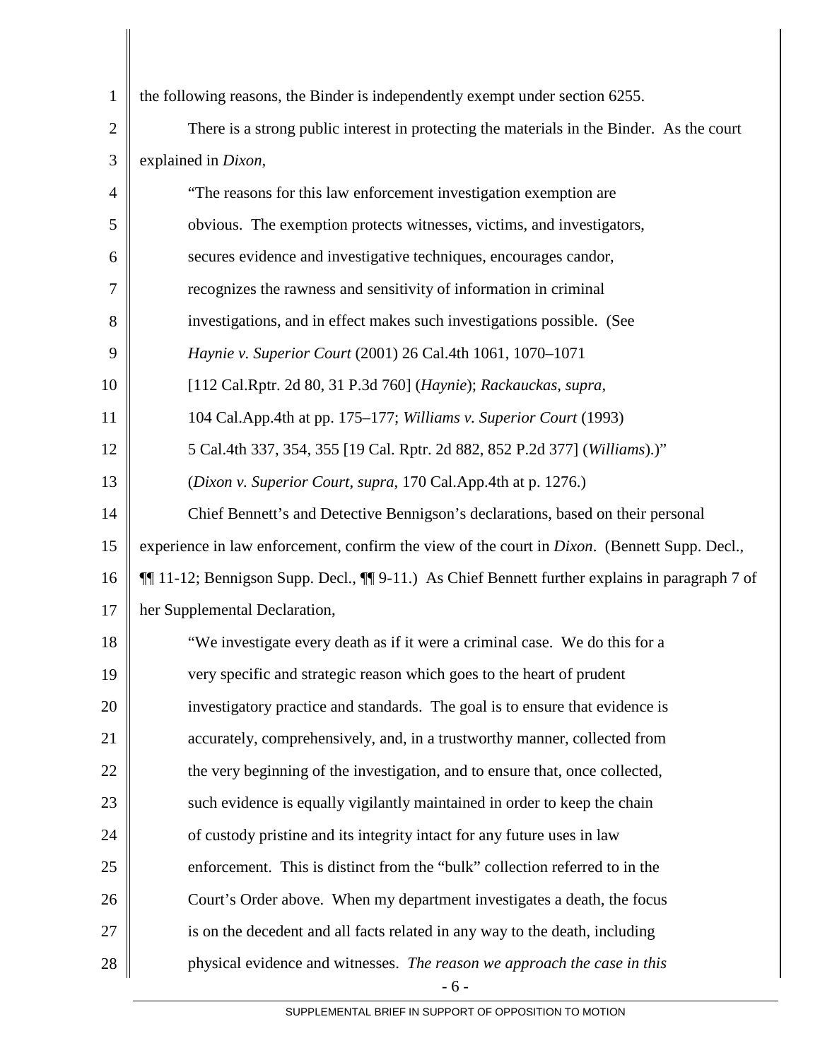the following reasons, the Binder is independently exempt under section 6255.

There is a strong public interest in protecting the materials in the Binder. As the court explained in *Dixon*,

> "The reasons for this law enforcement investigation exemption are obvious. The exemption protects witnesses, victims, and investigators, secures evidence and investigative techniques, encourages candor, recognizes the rawness and sensitivity of information in criminal investigations, and in effect makes such investigations possible. (See *Haynie v. Superior Court* (2001) 26 Cal.4th 1061, 1070–1071 [112 Cal.Rptr. 2d 80, 31 P.3d 760] (*Haynie*); *Rackauckas, supra*, 104 Cal.App.4th at pp. 175–177; *Williams v. Superior Court* (1993) 5 Cal.4th 337, 354, 355 [19 Cal. Rptr. 2d 882, 852 P.2d 377] (*Williams*).)" (*Dixon v. Superior Court*, *supra*, 170 Cal.App.4th at p. 1276.)

Chief Bennett's and Detective Bennigson's declarations, based on their personal experience in law enforcement, confirm the view of the court in *Dixon*. (Bennett Supp. Decl., ¶¶ 11-12; Bennigson Supp. Decl., ¶¶ 9-11.) As Chief Bennett further explains in paragraph 7 of her Supplemental Declaration,

> "We investigate every death as if it were a criminal case. We do this for a very specific and strategic reason which goes to the heart of prudent investigatory practice and standards. The goal is to ensure that evidence is accurately, comprehensively, and, in a trustworthy manner, collected from the very beginning of the investigation, and to ensure that, once collected, such evidence is equally vigilantly maintained in order to keep the chain of custody pristine and its integrity intact for any future uses in law enforcement. This is distinct from the "bulk" collection referred to in the Court's Order above. When my department investigates a death, the focus is on the decedent and all facts related in any way to the death, including physical evidence and witnesses. *The reason we approach the case in this*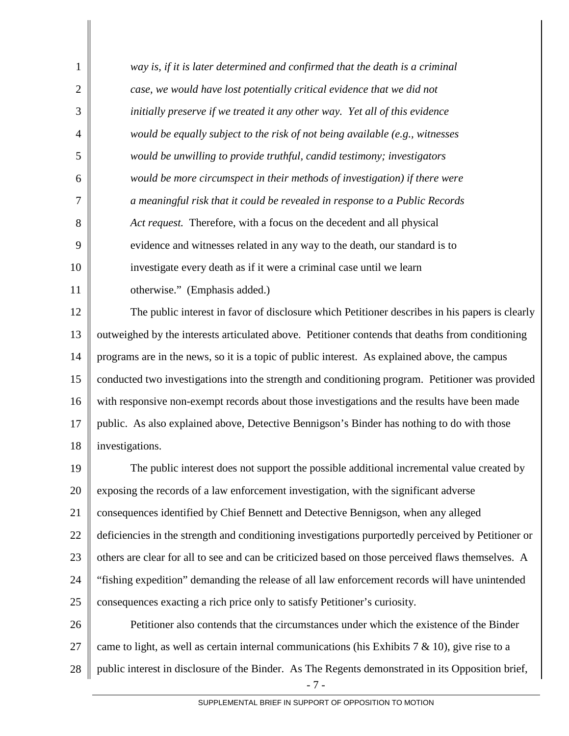*way is, if it is later determined and confirmed that the death is a criminal case, we would have lost potentially critical evidence that we did not initially preserve if we treated it any other way. Yet all of this evidence would be equally subject to the risk of not being available (e.g., witnesses would be unwilling to provide truthful, candid testimony; investigators would be more circumspect in their methods of investigation) if there were a meaningful risk that it could be revealed in response to a Public Records Act request.* Therefore, with a focus on the decedent and all physical evidence and witnesses related in any way to the death, our standard is to investigate every death as if it were a criminal case until we learn otherwise." (Emphasis added.)

The public interest in favor of disclosure which Petitioner describes in his papers is clearly outweighed by the interests articulated above. Petitioner contends that deaths from conditioning programs are in the news, so it is a topic of public interest. As explained above, the campus conducted two investigations into the strength and conditioning program. Petitioner was provided with responsive non-exempt records about those investigations and the results have been made public. As also explained above, Detective Bennigson's Binder has nothing to do with those investigations.

The public interest does not support the possible additional incremental value created by exposing the records of a law enforcement investigation, with the significant adverse consequences identified by Chief Bennett and Detective Bennigson, when any alleged deficiencies in the strength and conditioning investigations purportedly perceived by Petitioner or others are clear for all to see and can be criticized based on those perceived flaws themselves. A "fishing expedition" demanding the release of all law enforcement records will have unintended consequences exacting a rich price only to satisfy Petitioner's curiosity.

Petitioner also contends that the circumstances under which the existence of the Binder came to light, as well as certain internal communications (his Exhibits 7 & 10), give rise to a public interest in disclosure of the Binder. As The Regents demonstrated in its Opposition brief,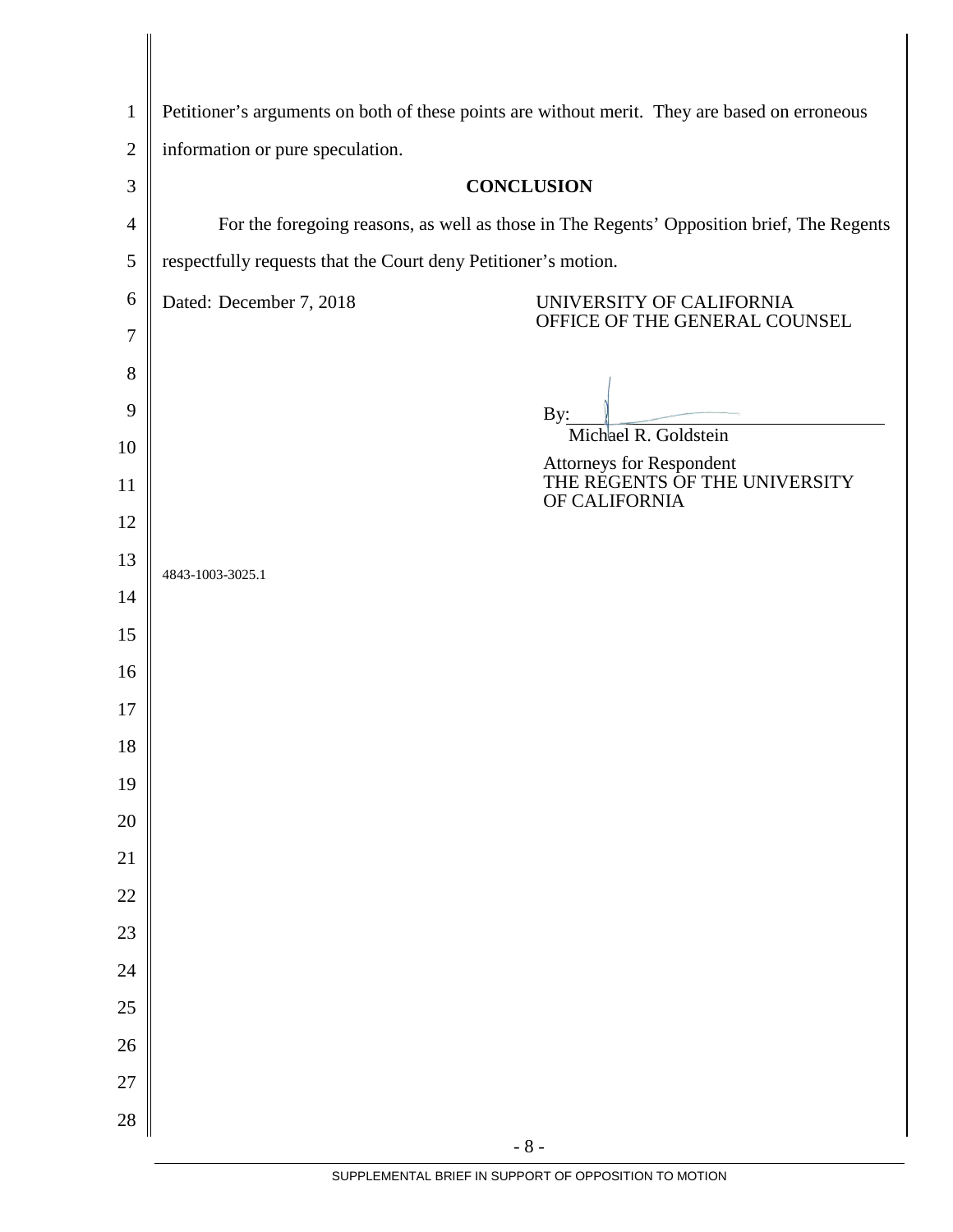Petitioner's arguments on both of these points are without merit. They are based on erroneous information or pure speculation.

## CONCLUSION

For the foregoing reasons, as well as those in The Regents' Opposition brief, The Regents respectfully requests that the Court deny Petitioner's motion.

Dated: December 7, 2018

UNIVERSITY OF CALIFORNIA
OFFICE OF THE GENERAL COUNSEL

By: ______________________
Michael R. Goldstein

Attorneys for Respondent
THE REGENTS OF THE UNIVERSITY OF CALIFORNIA

4843-1003-3025.1